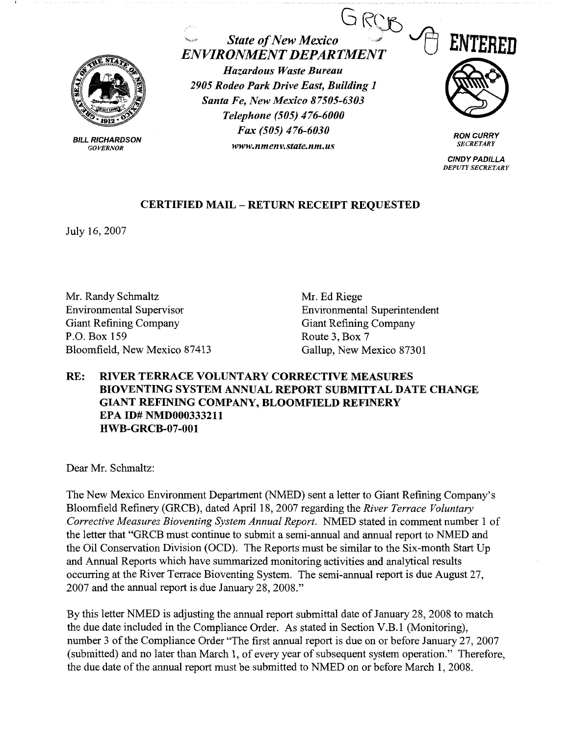GRCB

ENTERED

BILL RICHARDSON
*GOVERNOR*

***State of New Mexico***
***ENVIRONMENT DEPARTMENT***
***Hazardous Waste Bureau***
***2905 Rodeo Park Drive East, Building 1***
***Santa Fe, New Mexico 87505-6303***
***Telephone (505) 476-6000***
***Fax (505) 476-6030***
***www.nmenv.state.nm.us***

**RON CURRY**
*SECRETARY*

**CINDY PADILLA**
*DEPUTY SECRETARY*

**CERTIFIED MAIL – RETURN RECEIPT REQUESTED**

July 16, 2007

Mr. Randy Schmaltz
Environmental Supervisor
Giant Refining Company
P.O. Box 159
Bloomfield, New Mexico 87413

Mr. Ed Riege
Environmental Superintendent
Giant Refining Company
Route 3, Box 7
Gallup, New Mexico 87301

**RE: RIVER TERRACE VOLUNTARY CORRECTIVE MEASURES BIOVENTING SYSTEM ANNUAL REPORT SUBMITTAL DATE CHANGE GIANT REFINING COMPANY, BLOOMFIELD REFINERY EPA ID# NMD000333211 HWB-GRCB-07-001**

Dear Mr. Schmaltz:

The New Mexico Environment Department (NMED) sent a letter to Giant Refining Company's Bloomfield Refinery (GRCB), dated April 18, 2007 regarding the *River Terrace Voluntary Corrective Measures Bioventing System Annual Report.* NMED stated in comment number 1 of the letter that "GRCB must continue to submit a semi-annual and annual report to NMED and the Oil Conservation Division (OCD). The Reports must be similar to the Six-month Start Up and Annual Reports which have summarized monitoring activities and analytical results occurring at the River Terrace Bioventing System. The semi-annual report is due August 27, 2007 and the annual report is due January 28, 2008."

By this letter NMED is adjusting the annual report submittal date of January 28, 2008 to match the due date included in the Compliance Order. As stated in Section V.B.1 (Monitoring), number 3 of the Compliance Order "The first annual report is due on or before January 27, 2007 (submitted) and no later than March 1, of every year of subsequent system operation." Therefore, the due date of the annual report must be submitted to NMED on or before March 1, 2008.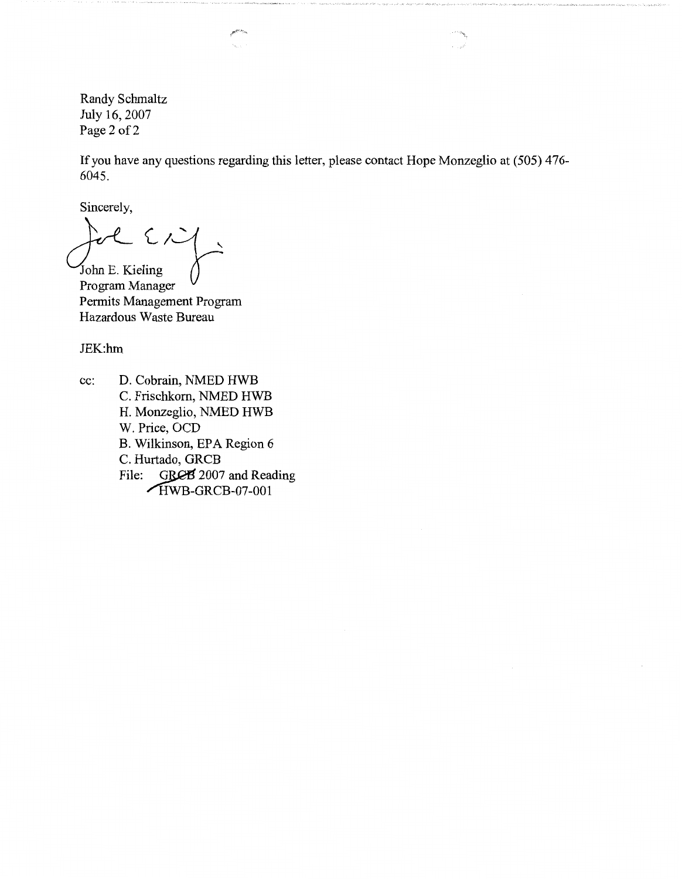Randy Schmaltz
July 16, 2007
Page 2 of 2

If you have any questions regarding this letter, please contact Hope Monzeglio at (505) 476-6045.

Sincerely,

John E. Kieling
Program Manager
Permits Management Program
Hazardous Waste Bureau

JEK:hm

cc: D. Cobrain, NMED HWB
C. Frischkorn, NMED HWB
H. Monzeglio, NMED HWB
W. Price, OCD
B. Wilkinson, EPA Region 6
C. Hurtado, GRCB
File: GRCB 2007 and Reading
HWB-GRCB-07-001